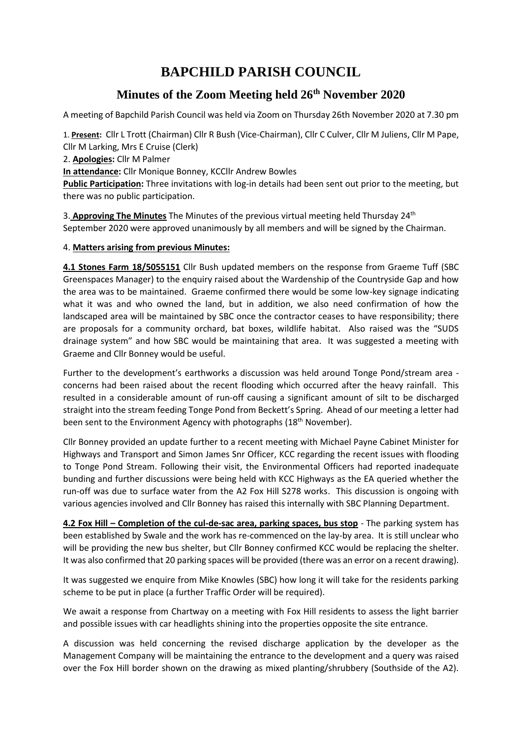# BAPCHILD PARISH COUNCIL

## Minutes of the Zoom Meeting held 26th November 2020

A meeting of Bapchild Parish Council was held via Zoom on Thursday 26th November 2020 at 7.30 pm

1. **Present:** Cllr L Trott (Chairman) Cllr R Bush (Vice-Chairman), Cllr C Culver, Cllr M Juliens, Cllr M Pape, Cllr M Larking, Mrs E Cruise (Clerk)

2. **Apologies:** Cllr M Palmer

**In attendance:** Cllr Monique Bonney, KCCllr Andrew Bowles

**Public Participation:** Three invitations with log-in details had been sent out prior to the meeting, but there was no public participation.

3. **Approving The Minutes** The Minutes of the previous virtual meeting held Thursday 24th September 2020 were approved unanimously by all members and will be signed by the Chairman.

4. **Matters arising from previous Minutes:**

**4.1 Stones Farm 18/5055151** Cllr Bush updated members on the response from Graeme Tuff (SBC Greenspaces Manager) to the enquiry raised about the Wardenship of the Countryside Gap and how the area was to be maintained. Graeme confirmed there would be some low-key signage indicating what it was and who owned the land, but in addition, we also need confirmation of how the landscaped area will be maintained by SBC once the contractor ceases to have responsibility; there are proposals for a community orchard, bat boxes, wildlife habitat. Also raised was the "SUDS drainage system" and how SBC would be maintaining that area. It was suggested a meeting with Graeme and Cllr Bonney would be useful.

Further to the development's earthworks a discussion was held around Tonge Pond/stream area - concerns had been raised about the recent flooding which occurred after the heavy rainfall. This resulted in a considerable amount of run-off causing a significant amount of silt to be discharged straight into the stream feeding Tonge Pond from Beckett's Spring. Ahead of our meeting a letter had been sent to the Environment Agency with photographs (18th November).

Cllr Bonney provided an update further to a recent meeting with Michael Payne Cabinet Minister for Highways and Transport and Simon James Snr Officer, KCC regarding the recent issues with flooding to Tonge Pond Stream. Following their visit, the Environmental Officers had reported inadequate bunding and further discussions were being held with KCC Highways as the EA queried whether the run-off was due to surface water from the A2 Fox Hill S278 works. This discussion is ongoing with various agencies involved and Cllr Bonney has raised this internally with SBC Planning Department.

**4.2 Fox Hill – Completion of the cul-de-sac area, parking spaces, bus stop** - The parking system has been established by Swale and the work has re-commenced on the lay-by area. It is still unclear who will be providing the new bus shelter, but Cllr Bonney confirmed KCC would be replacing the shelter. It was also confirmed that 20 parking spaces will be provided (there was an error on a recent drawing).

It was suggested we enquire from Mike Knowles (SBC) how long it will take for the residents parking scheme to be put in place (a further Traffic Order will be required).

We await a response from Chartway on a meeting with Fox Hill residents to assess the light barrier and possible issues with car headlights shining into the properties opposite the site entrance.

A discussion was held concerning the revised discharge application by the developer as the Management Company will be maintaining the entrance to the development and a query was raised over the Fox Hill border shown on the drawing as mixed planting/shrubbery (Southside of the A2).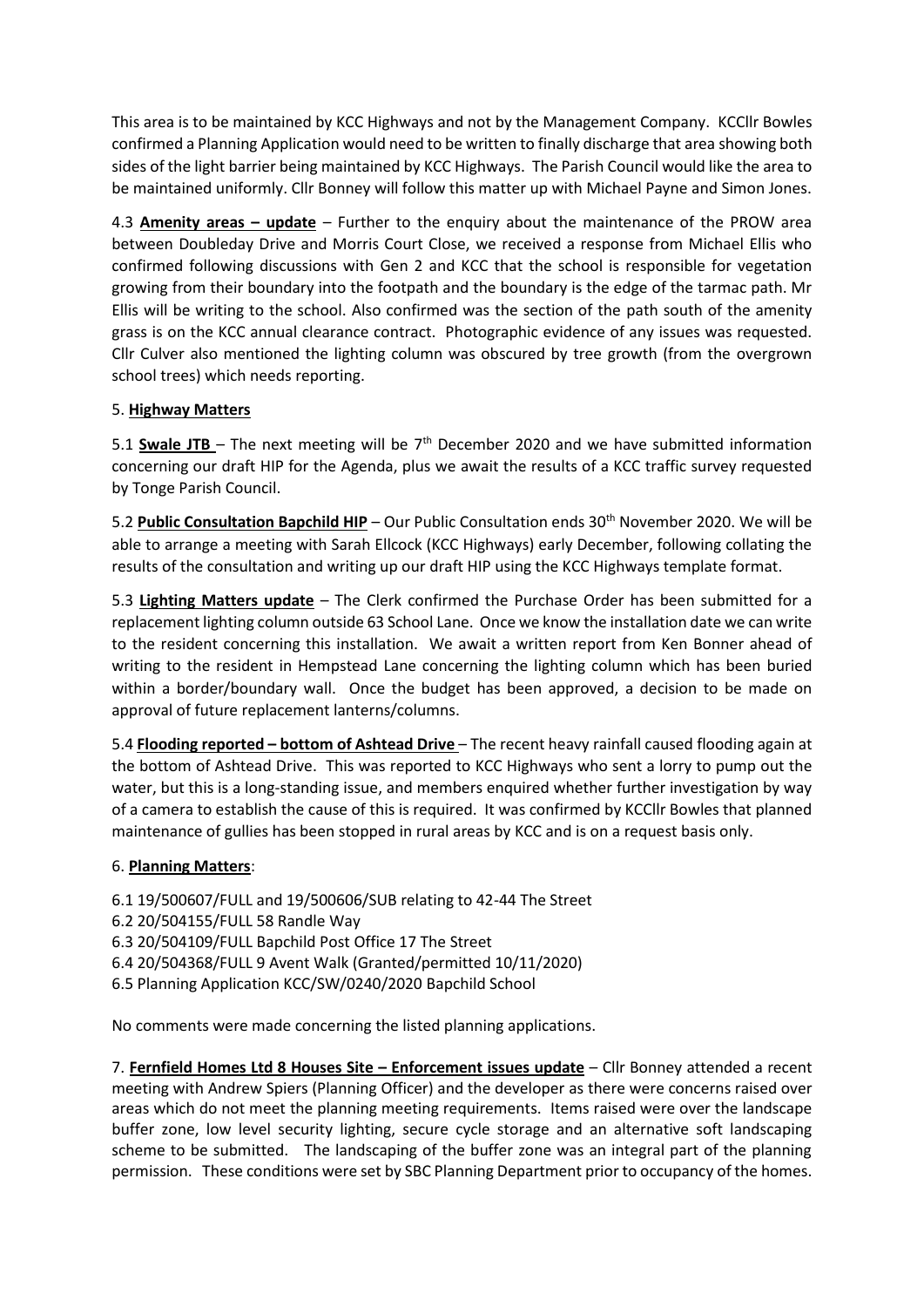This area is to be maintained by KCC Highways and not by the Management Company. KCCllr Bowles confirmed a Planning Application would need to be written to finally discharge that area showing both sides of the light barrier being maintained by KCC Highways. The Parish Council would like the area to be maintained uniformly. Cllr Bonney will follow this matter up with Michael Payne and Simon Jones.

4.3 **Amenity areas – update** – Further to the enquiry about the maintenance of the PROW area between Doubleday Drive and Morris Court Close, we received a response from Michael Ellis who confirmed following discussions with Gen 2 and KCC that the school is responsible for vegetation growing from their boundary into the footpath and the boundary is the edge of the tarmac path. Mr Ellis will be writing to the school. Also confirmed was the section of the path south of the amenity grass is on the KCC annual clearance contract. Photographic evidence of any issues was requested. Cllr Culver also mentioned the lighting column was obscured by tree growth (from the overgrown school trees) which needs reporting.

5. **Highway Matters**

5.1 **Swale JTB** – The next meeting will be 7th December 2020 and we have submitted information concerning our draft HIP for the Agenda, plus we await the results of a KCC traffic survey requested by Tonge Parish Council.

5.2 **Public Consultation Bapchild HIP** – Our Public Consultation ends 30th November 2020. We will be able to arrange a meeting with Sarah Ellcock (KCC Highways) early December, following collating the results of the consultation and writing up our draft HIP using the KCC Highways template format.

5.3 **Lighting Matters update** – The Clerk confirmed the Purchase Order has been submitted for a replacement lighting column outside 63 School Lane. Once we know the installation date we can write to the resident concerning this installation. We await a written report from Ken Bonner ahead of writing to the resident in Hempstead Lane concerning the lighting column which has been buried within a border/boundary wall. Once the budget has been approved, a decision to be made on approval of future replacement lanterns/columns.

5.4 **Flooding reported – bottom of Ashtead Drive** – The recent heavy rainfall caused flooding again at the bottom of Ashtead Drive. This was reported to KCC Highways who sent a lorry to pump out the water, but this is a long-standing issue, and members enquired whether further investigation by way of a camera to establish the cause of this is required. It was confirmed by KCCllr Bowles that planned maintenance of gullies has been stopped in rural areas by KCC and is on a request basis only.

6. **Planning Matters**:

6.1 19/500607/FULL and 19/500606/SUB relating to 42-44 The Street
6.2 20/504155/FULL 58 Randle Way
6.3 20/504109/FULL Bapchild Post Office 17 The Street
6.4 20/504368/FULL 9 Avent Walk (Granted/permitted 10/11/2020)
6.5 Planning Application KCC/SW/0240/2020 Bapchild School

No comments were made concerning the listed planning applications.

7. **Fernfield Homes Ltd 8 Houses Site – Enforcement issues update** – Cllr Bonney attended a recent meeting with Andrew Spiers (Planning Officer) and the developer as there were concerns raised over areas which do not meet the planning meeting requirements. Items raised were over the landscape buffer zone, low level security lighting, secure cycle storage and an alternative soft landscaping scheme to be submitted. The landscaping of the buffer zone was an integral part of the planning permission. These conditions were set by SBC Planning Department prior to occupancy of the homes.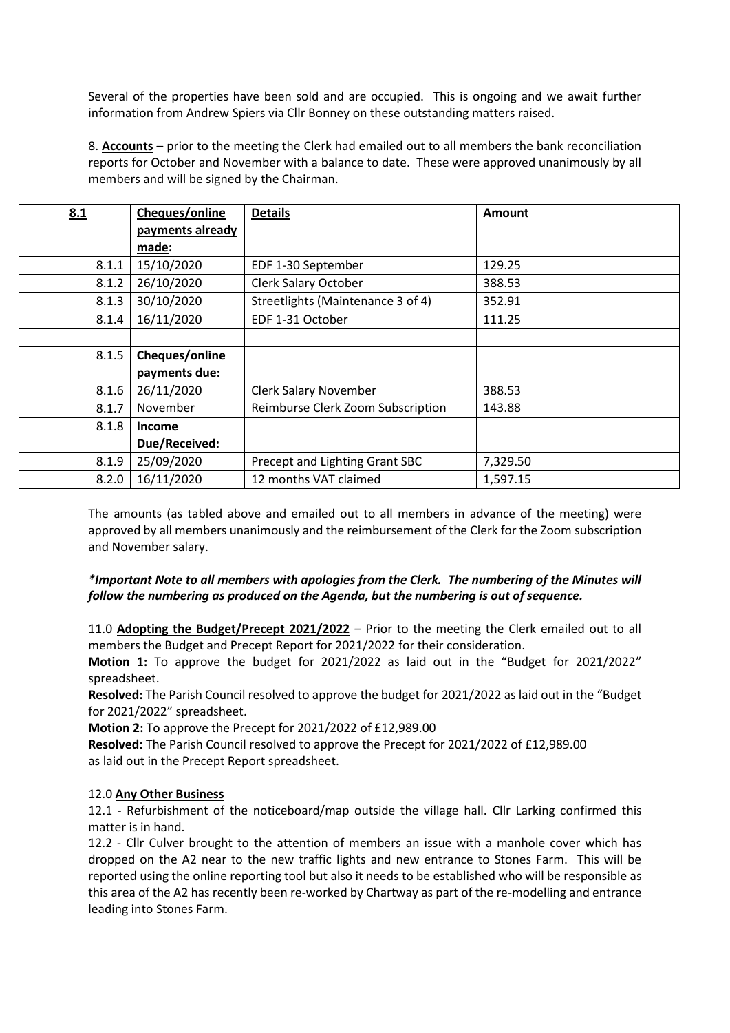Several of the properties have been sold and are occupied. This is ongoing and we await further information from Andrew Spiers via Cllr Bonney on these outstanding matters raised.

8. **Accounts** – prior to the meeting the Clerk had emailed out to all members the bank reconciliation reports for October and November with a balance to date. These were approved unanimously by all members and will be signed by the Chairman.

| **8.1** | **Cheques/online payments already made:** | **Details** | **Amount** |
|---|---|---|---|
| 8.1.1 | 15/10/2020 | EDF 1-30 September | 129.25 |
| 8.1.2 | 26/10/2020 | Clerk Salary October | 388.53 |
| 8.1.3 | 30/10/2020 | Streetlights (Maintenance 3 of 4) | 352.91 |
| 8.1.4 | 16/11/2020 | EDF 1-31 October | 111.25 |
| | | | |
| 8.1.5 | **Cheques/online payments due:** | | |
| 8.1.6 | 26/11/2020 | Clerk Salary November | 388.53 |
| 8.1.7 | November | Reimburse Clerk Zoom Subscription | 143.88 |
| 8.1.8 | **Income Due/Received:** | | |
| 8.1.9 | 25/09/2020 | Precept and Lighting Grant SBC | 7,329.50 |
| 8.2.0 | 16/11/2020 | 12 months VAT claimed | 1,597.15 |

The amounts (as tabled above and emailed out to all members in advance of the meeting) were approved by all members unanimously and the reimbursement of the Clerk for the Zoom subscription and November salary.

***Important Note to all members with apologies from the Clerk. The numbering of the Minutes will follow the numbering as produced on the Agenda, but the numbering is out of sequence.***

11.0 **Adopting the Budget/Precept 2021/2022** – Prior to the meeting the Clerk emailed out to all members the Budget and Precept Report for 2021/2022 for their consideration.

**Motion 1:** To approve the budget for 2021/2022 as laid out in the "Budget for 2021/2022" spreadsheet.

**Resolved:** The Parish Council resolved to approve the budget for 2021/2022 as laid out in the "Budget for 2021/2022" spreadsheet.

**Motion 2:** To approve the Precept for 2021/2022 of £12,989.00

**Resolved:** The Parish Council resolved to approve the Precept for 2021/2022 of £12,989.00 as laid out in the Precept Report spreadsheet.

12.0 **Any Other Business**

12.1 - Refurbishment of the noticeboard/map outside the village hall. Cllr Larking confirmed this matter is in hand.

12.2 - Cllr Culver brought to the attention of members an issue with a manhole cover which has dropped on the A2 near to the new traffic lights and new entrance to Stones Farm. This will be reported using the online reporting tool but also it needs to be established who will be responsible as this area of the A2 has recently been re-worked by Chartway as part of the re-modelling and entrance leading into Stones Farm.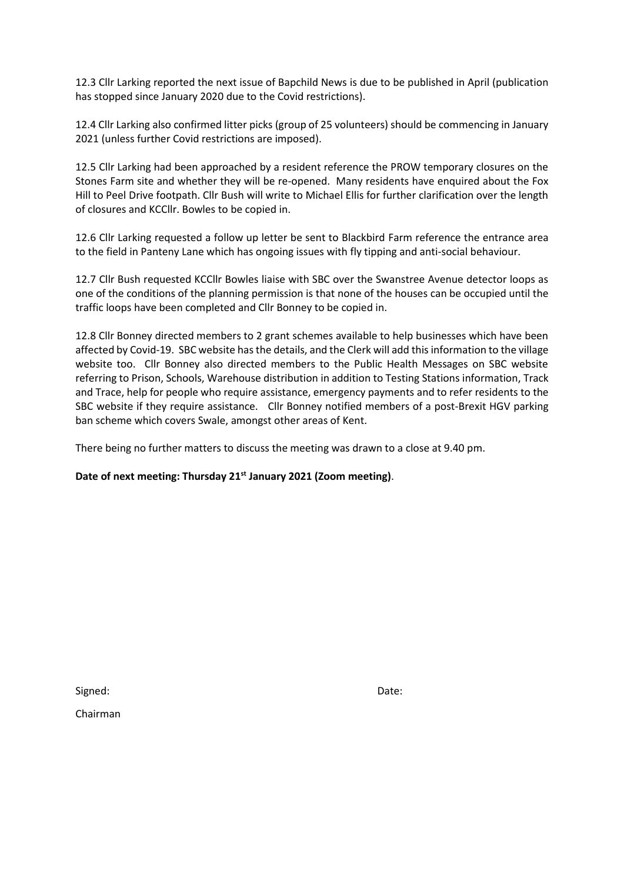12.3 Cllr Larking reported the next issue of Bapchild News is due to be published in April (publication has stopped since January 2020 due to the Covid restrictions).

12.4 Cllr Larking also confirmed litter picks (group of 25 volunteers) should be commencing in January 2021 (unless further Covid restrictions are imposed).

12.5 Cllr Larking had been approached by a resident reference the PROW temporary closures on the Stones Farm site and whether they will be re-opened. Many residents have enquired about the Fox Hill to Peel Drive footpath. Cllr Bush will write to Michael Ellis for further clarification over the length of closures and KCCllr. Bowles to be copied in.

12.6 Cllr Larking requested a follow up letter be sent to Blackbird Farm reference the entrance area to the field in Panteny Lane which has ongoing issues with fly tipping and anti-social behaviour.

12.7 Cllr Bush requested KCCllr Bowles liaise with SBC over the Swanstree Avenue detector loops as one of the conditions of the planning permission is that none of the houses can be occupied until the traffic loops have been completed and Cllr Bonney to be copied in.

12.8 Cllr Bonney directed members to 2 grant schemes available to help businesses which have been affected by Covid-19. SBC website has the details, and the Clerk will add this information to the village website too. Cllr Bonney also directed members to the Public Health Messages on SBC website referring to Prison, Schools, Warehouse distribution in addition to Testing Stations information, Track and Trace, help for people who require assistance, emergency payments and to refer residents to the SBC website if they require assistance. Cllr Bonney notified members of a post-Brexit HGV parking ban scheme which covers Swale, amongst other areas of Kent.

There being no further matters to discuss the meeting was drawn to a close at 9.40 pm.

**Date of next meeting: Thursday 21st January 2021 (Zoom meeting)**.

Signed: Date:

Chairman